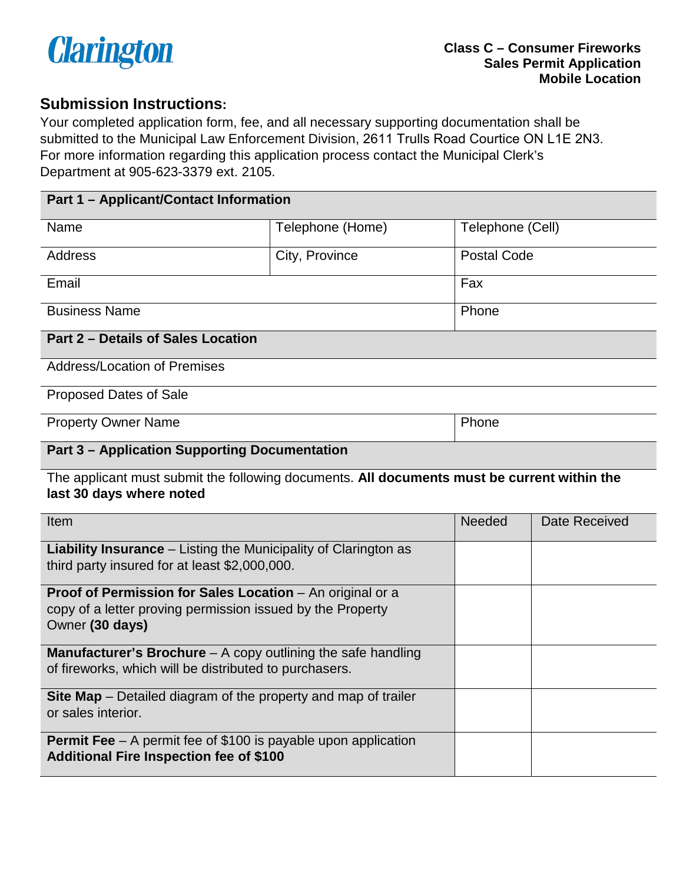Clarington

**Class C – Consumer Fireworks**
**Sales Permit Application**
**Mobile Location**

## Submission Instructions:

Your completed application form, fee, and all necessary supporting documentation shall be submitted to the Municipal Law Enforcement Division, 2611 Trulls Road Courtice ON L1E 2N3. For more information regarding this application process contact the Municipal Clerk's Department at 905-623-3379 ext. 2105.

| **Part 1 – Applicant/Contact Information** | | |
|---|---|---|
| Name | Telephone (Home) | Telephone (Cell) |
| Address | City, Province | Postal Code |
| Email | | Fax |
| Business Name | | Phone |

| **Part 2 – Details of Sales Location** | |
|---|---|
| Address/Location of Premises | |
| Proposed Dates of Sale | |
| Property Owner Name | Phone |

**Part 3 – Application Supporting Documentation**

The applicant must submit the following documents. **All documents must be current within the last 30 days where noted**

| Item | Needed | Date Received |
|---|---|---|
| **Liability Insurance** – Listing the Municipality of Clarington as third party insured for at least $2,000,000. | | |
| **Proof of Permission for Sales Location** – An original or a copy of a letter proving permission issued by the Property Owner **(30 days)** | | |
| **Manufacturer's Brochure** – A copy outlining the safe handling of fireworks, which will be distributed to purchasers. | | |
| **Site Map** – Detailed diagram of the property and map of trailer or sales interior. | | |
| **Permit Fee** – A permit fee of $100 is payable upon application **Additional Fire Inspection fee of $100** | | |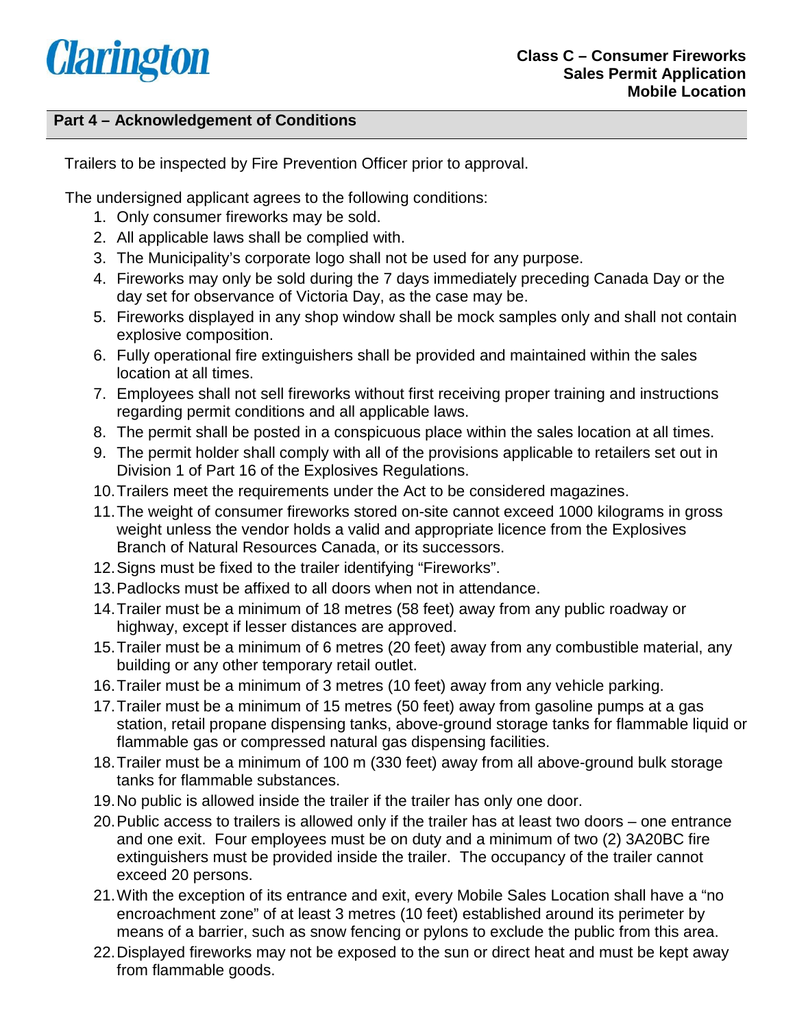## Part 4 – Acknowledgement of Conditions

Trailers to be inspected by Fire Prevention Officer prior to approval.

The undersigned applicant agrees to the following conditions:

1. Only consumer fireworks may be sold.
2. All applicable laws shall be complied with.
3. The Municipality's corporate logo shall not be used for any purpose.
4. Fireworks may only be sold during the 7 days immediately preceding Canada Day or the day set for observance of Victoria Day, as the case may be.
5. Fireworks displayed in any shop window shall be mock samples only and shall not contain explosive composition.
6. Fully operational fire extinguishers shall be provided and maintained within the sales location at all times.
7. Employees shall not sell fireworks without first receiving proper training and instructions regarding permit conditions and all applicable laws.
8. The permit shall be posted in a conspicuous place within the sales location at all times.
9. The permit holder shall comply with all of the provisions applicable to retailers set out in Division 1 of Part 16 of the Explosives Regulations.
10. Trailers meet the requirements under the Act to be considered magazines.
11. The weight of consumer fireworks stored on-site cannot exceed 1000 kilograms in gross weight unless the vendor holds a valid and appropriate licence from the Explosives Branch of Natural Resources Canada, or its successors.
12. Signs must be fixed to the trailer identifying "Fireworks".
13. Padlocks must be affixed to all doors when not in attendance.
14. Trailer must be a minimum of 18 metres (58 feet) away from any public roadway or highway, except if lesser distances are approved.
15. Trailer must be a minimum of 6 metres (20 feet) away from any combustible material, any building or any other temporary retail outlet.
16. Trailer must be a minimum of 3 metres (10 feet) away from any vehicle parking.
17. Trailer must be a minimum of 15 metres (50 feet) away from gasoline pumps at a gas station, retail propane dispensing tanks, above-ground storage tanks for flammable liquid or flammable gas or compressed natural gas dispensing facilities.
18. Trailer must be a minimum of 100 m (330 feet) away from all above-ground bulk storage tanks for flammable substances.
19. No public is allowed inside the trailer if the trailer has only one door.
20. Public access to trailers is allowed only if the trailer has at least two doors – one entrance and one exit. Four employees must be on duty and a minimum of two (2) 3A20BC fire extinguishers must be provided inside the trailer. The occupancy of the trailer cannot exceed 20 persons.
21. With the exception of its entrance and exit, every Mobile Sales Location shall have a "no encroachment zone" of at least 3 metres (10 feet) established around its perimeter by means of a barrier, such as snow fencing or pylons to exclude the public from this area.
22. Displayed fireworks may not be exposed to the sun or direct heat and must be kept away from flammable goods.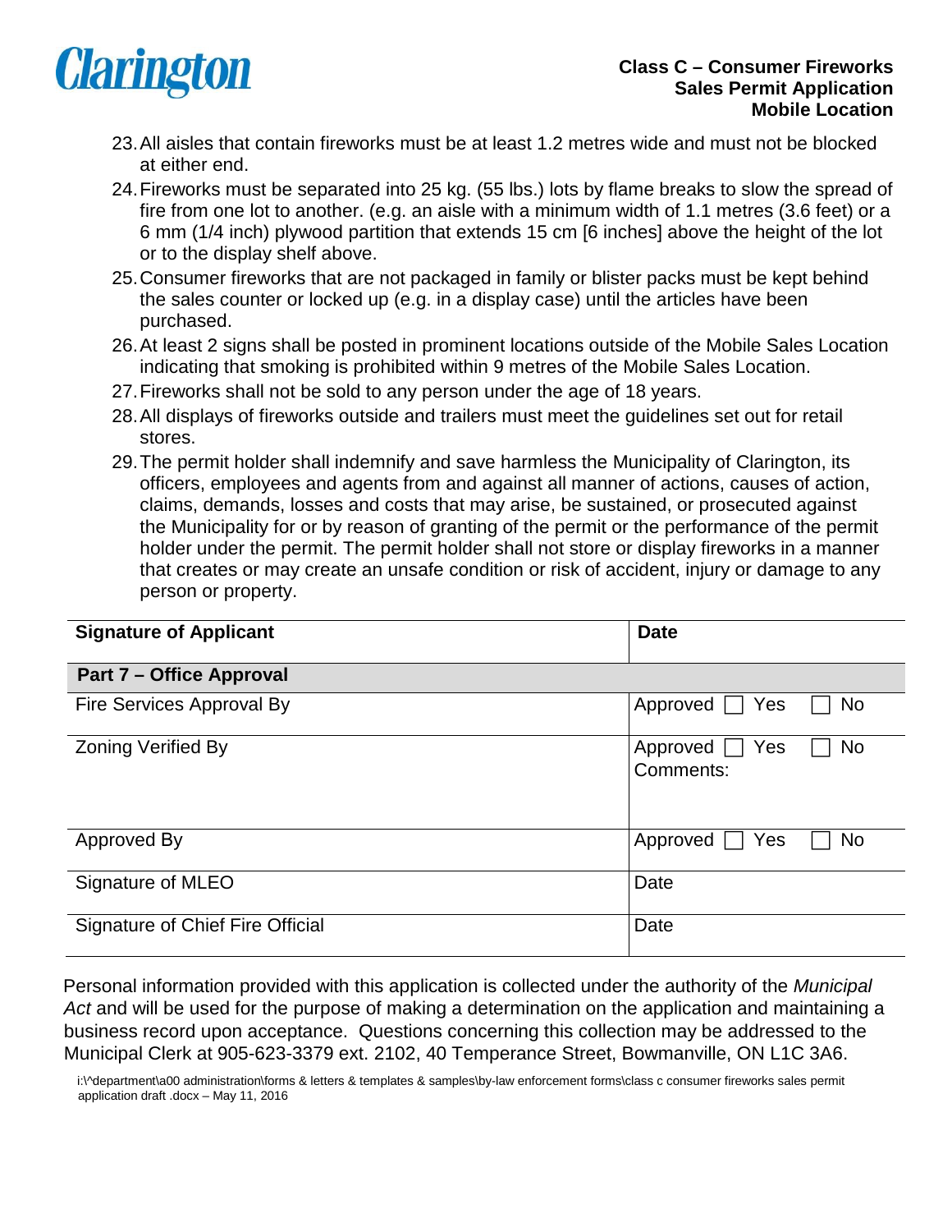23. All aisles that contain fireworks must be at least 1.2 metres wide and must not be blocked at either end.
24. Fireworks must be separated into 25 kg. (55 lbs.) lots by flame breaks to slow the spread of fire from one lot to another. (e.g. an aisle with a minimum width of 1.1 metres (3.6 feet) or a 6 mm (1/4 inch) plywood partition that extends 15 cm [6 inches] above the height of the lot or to the display shelf above.
25. Consumer fireworks that are not packaged in family or blister packs must be kept behind the sales counter or locked up (e.g. in a display case) until the articles have been purchased.
26. At least 2 signs shall be posted in prominent locations outside of the Mobile Sales Location indicating that smoking is prohibited within 9 metres of the Mobile Sales Location.
27. Fireworks shall not be sold to any person under the age of 18 years.
28. All displays of fireworks outside and trailers must meet the guidelines set out for retail stores.
29. The permit holder shall indemnify and save harmless the Municipality of Clarington, its officers, employees and agents from and against all manner of actions, causes of action, claims, demands, losses and costs that may arise, be sustained, or prosecuted against the Municipality for or by reason of granting of the permit or the performance of the permit holder under the permit. The permit holder shall not store or display fireworks in a manner that creates or may create an unsafe condition or risk of accident, injury or damage to any person or property.

| **Signature of Applicant** | **Date** |
|---|---|
| **Part 7 – Office Approval** | |
| Fire Services Approval By | Approved ☐ Yes ☐ No |
| Zoning Verified By | Approved ☐ Yes ☐ No<br>Comments: |
| Approved By | Approved ☐ Yes ☐ No |
| Signature of MLEO | Date |
| Signature of Chief Fire Official | Date |

Personal information provided with this application is collected under the authority of the *Municipal Act* and will be used for the purpose of making a determination on the application and maintaining a business record upon acceptance. Questions concerning this collection may be addressed to the Municipal Clerk at 905-623-3379 ext. 2102, 40 Temperance Street, Bowmanville, ON L1C 3A6.

i:\^department\a00 administration\forms & letters & templates & samples\by-law enforcement forms\class c consumer fireworks sales permit application draft .docx – May 11, 2016